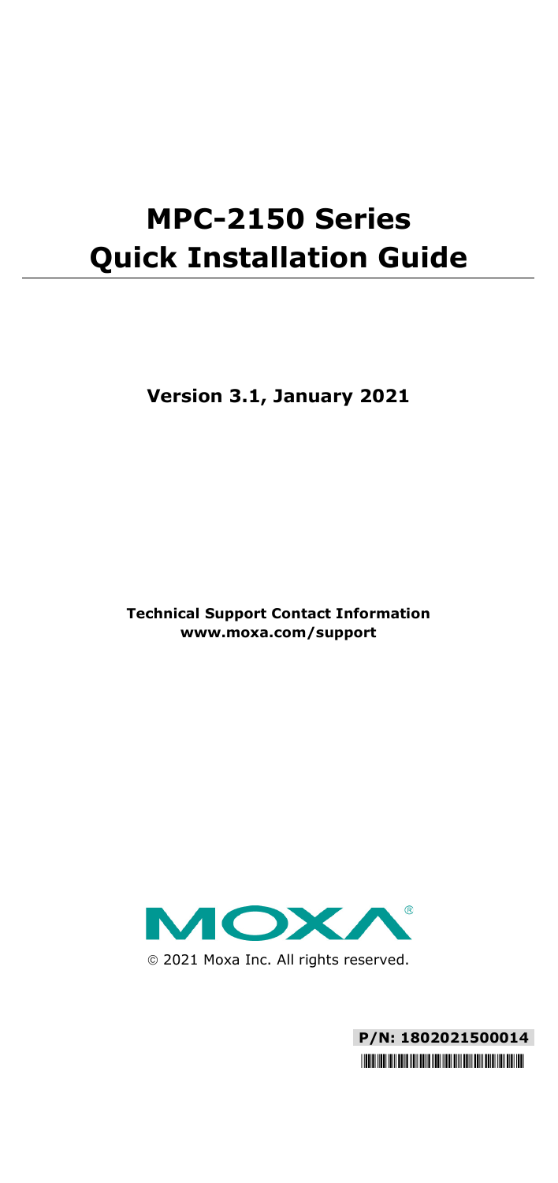# MPC-2150 Series Quick Installation Guide

**Version 3.1, January 2021**

**Technical Support Contact Information**
**www.moxa.com/support**

© 2021 Moxa Inc. All rights reserved.

**P/N: 1802021500014**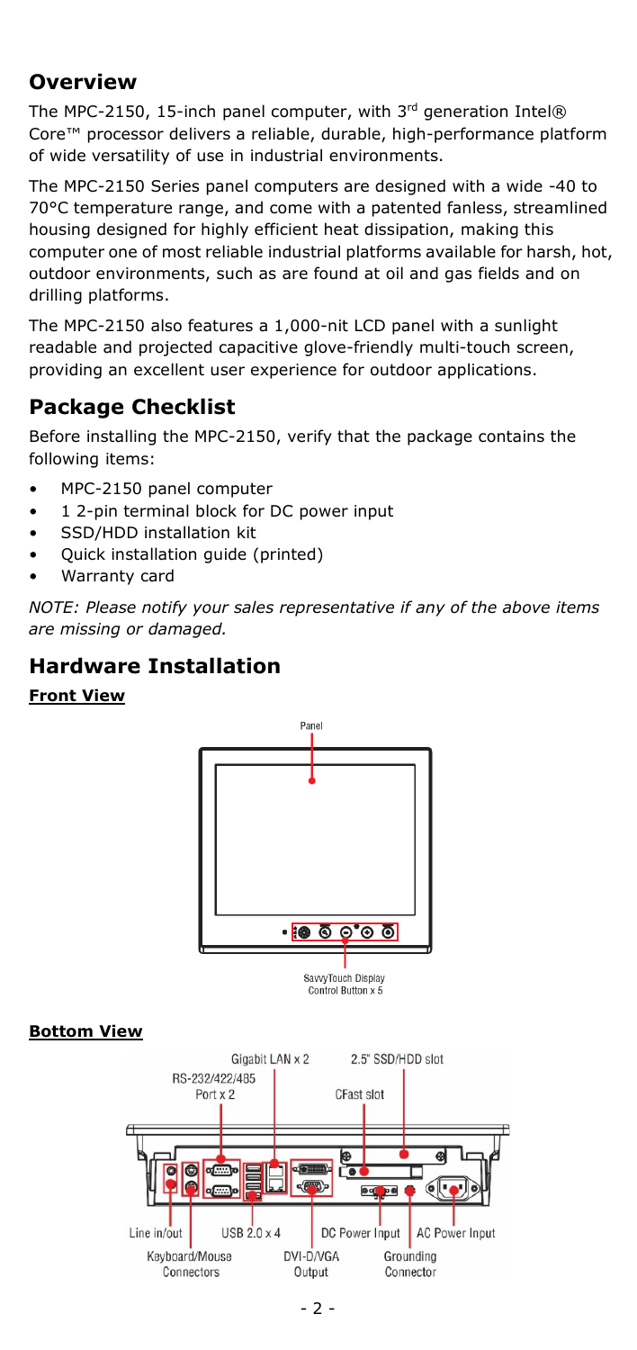## Overview

The MPC-2150, 15-inch panel computer, with 3rd generation Intel® Core™ processor delivers a reliable, durable, high-performance platform of wide versatility of use in industrial environments.

The MPC-2150 Series panel computers are designed with a wide -40 to 70°C temperature range, and come with a patented fanless, streamlined housing designed for highly efficient heat dissipation, making this computer one of most reliable industrial platforms available for harsh, hot, outdoor environments, such as are found at oil and gas fields and on drilling platforms.

The MPC-2150 also features a 1,000-nit LCD panel with a sunlight readable and projected capacitive glove-friendly multi-touch screen, providing an excellent user experience for outdoor applications.

## Package Checklist

Before installing the MPC-2150, verify that the package contains the following items:

- MPC-2150 panel computer
- 1 2-pin terminal block for DC power input
- SSD/HDD installation kit
- Quick installation guide (printed)
- Warranty card

*NOTE: Please notify your sales representative if any of the above items are missing or damaged.*

## Hardware Installation

**Front View**

Panel

SavvyTouch Display Control Button x 5

**Bottom View**

Gigabit LAN x 2

2.5" SSD/HDD slot

RS-232/422/485 Port x 2

CFast slot

Line in/out

USB 2.0 x 4

DC Power Input

AC Power Input

Keyboard/Mouse Connectors

DVI-D/VGA Output

Grounding Connector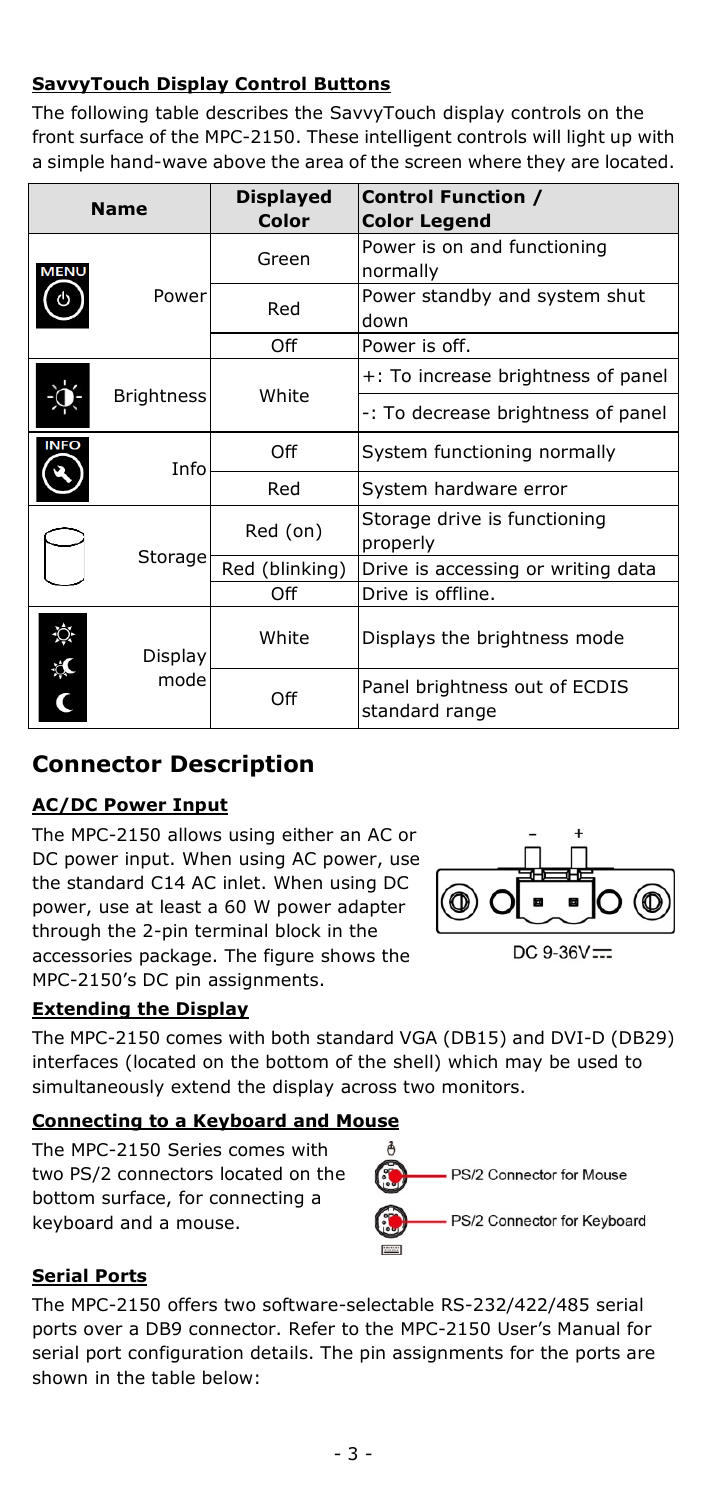**SavvyTouch Display Control Buttons**

The following table describes the SavvyTouch display controls on the front surface of the MPC-2150. These intelligent controls will light up with a simple hand-wave above the area of the screen where they are located.

| Name | Displayed Color | Control Function / Color Legend |
|---|---|---|
| Power | Green | Power is on and functioning normally |
| | Red | Power standby and system shut down |
| | Off | Power is off. |
| Brightness | White | +: To increase brightness of panel |
| | | -: To decrease brightness of panel |
| Info | Off | System functioning normally |
| | Red | System hardware error |
| Storage | Red (on) | Storage drive is functioning properly |
| | Red (blinking) | Drive is accessing or writing data |
| | Off | Drive is offline. |
| Display mode | White | Displays the brightness mode |
| | Off | Panel brightness out of ECDIS standard range |

## Connector Description

**AC/DC Power Input**

The MPC-2150 allows using either an AC or DC power input. When using AC power, use the standard C14 AC inlet. When using DC power, use at least a 60 W power adapter through the 2-pin terminal block in the accessories package. The figure shows the MPC-2150's DC pin assignments.

DC 9-36V

**Extending the Display**

The MPC-2150 comes with both standard VGA (DB15) and DVI-D (DB29) interfaces (located on the bottom of the shell) which may be used to simultaneously extend the display across two monitors.

**Connecting to a Keyboard and Mouse**

The MPC-2150 Series comes with two PS/2 connectors located on the bottom surface, for connecting a keyboard and a mouse.

PS/2 Connector for Mouse

PS/2 Connector for Keyboard

**Serial Ports**

The MPC-2150 offers two software-selectable RS-232/422/485 serial ports over a DB9 connector. Refer to the MPC-2150 User's Manual for serial port configuration details. The pin assignments for the ports are shown in the table below: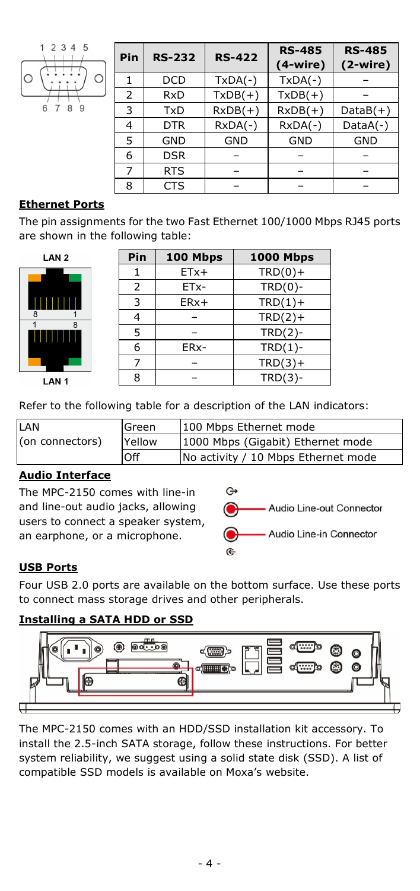| Pin | RS-232 | RS-422 | RS-485 (4-wire) | RS-485 (2-wire) |
|---|---|---|---|---|
| 1 | DCD | TxDA(-) | TxDA(-) | – |
| 2 | RxD | TxDB(+) | TxDB(+) | – |
| 3 | TxD | RxDB(+) | RxDB(+) | DataB(+) |
| 4 | DTR | RxDA(-) | RxDA(-) | DataA(-) |
| 5 | GND | GND | GND | GND |
| 6 | DSR | – | – | – |
| 7 | RTS | – | – | – |
| 8 | CTS | – | – | – |

**Ethernet Ports**

The pin assignments for the two Fast Ethernet 100/1000 Mbps RJ45 ports are shown in the following table:

| Pin | 100 Mbps | 1000 Mbps |
|---|---|---|
| 1 | ETx+ | TRD(0)+ |
| 2 | ETx- | TRD(0)- |
| 3 | ERx+ | TRD(1)+ |
| 4 | – | TRD(2)+ |
| 5 | – | TRD(2)- |
| 6 | ERx- | TRD(1)- |
| 7 | – | TRD(3)+ |
| 8 | – | TRD(3)- |

Refer to the following table for a description of the LAN indicators:

| LAN (on connectors) | Green | 100 Mbps Ethernet mode |
|---|---|---|
| | Yellow | 1000 Mbps (Gigabit) Ethernet mode |
| | Off | No activity / 10 Mbps Ethernet mode |

**Audio Interface**

The MPC-2150 comes with line-in and line-out audio jacks, allowing users to connect a speaker system, an earphone, or a microphone.

Audio Line-out Connector

Audio Line-in Connector

**USB Ports**

Four USB 2.0 ports are available on the bottom surface. Use these ports to connect mass storage drives and other peripherals.

**Installing a SATA HDD or SSD**

The MPC-2150 comes with an HDD/SSD installation kit accessory. To install the 2.5-inch SATA storage, follow these instructions. For better system reliability, we suggest using a solid state disk (SSD). A list of compatible SSD models is available on Moxa's website.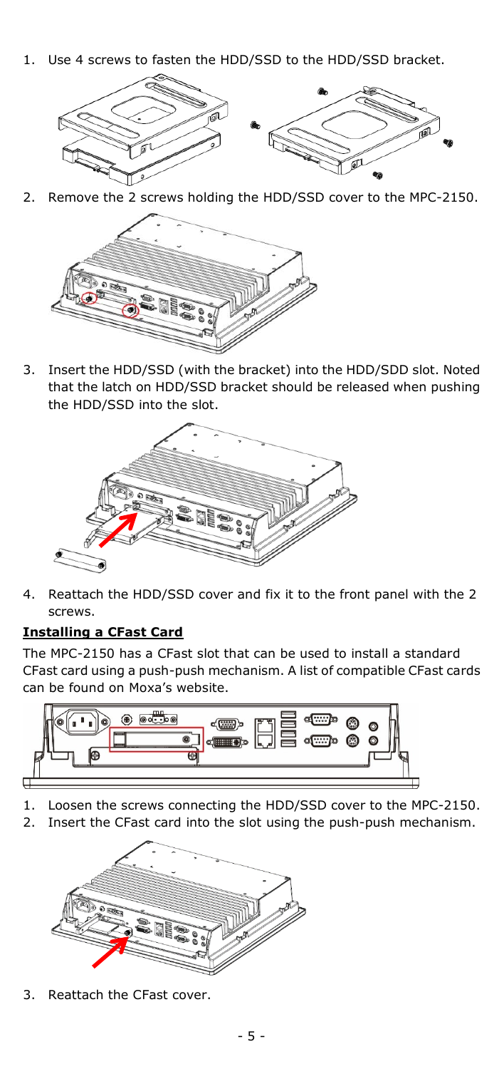1. Use 4 screws to fasten the HDD/SSD to the HDD/SSD bracket.

2. Remove the 2 screws holding the HDD/SSD cover to the MPC-2150.

3. Insert the HDD/SSD (with the bracket) into the HDD/SDD slot. Noted that the latch on HDD/SSD bracket should be released when pushing the HDD/SSD into the slot.

4. Reattach the HDD/SSD cover and fix it to the front panel with the 2 screws.

**Installing a CFast Card**

The MPC-2150 has a CFast slot that can be used to install a standard CFast card using a push-push mechanism. A list of compatible CFast cards can be found on Moxa's website.

1. Loosen the screws connecting the HDD/SSD cover to the MPC-2150.
2. Insert the CFast card into the slot using the push-push mechanism.

3. Reattach the CFast cover.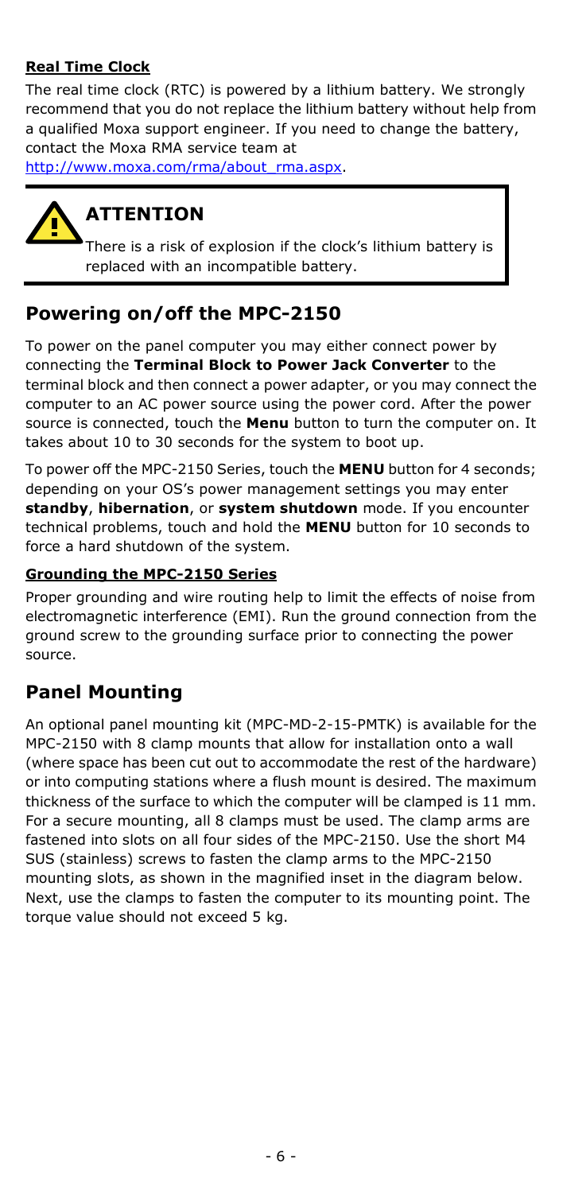**Real Time Clock**

The real time clock (RTC) is powered by a lithium battery. We strongly recommend that you do not replace the lithium battery without help from a qualified Moxa support engineer. If you need to change the battery, contact the Moxa RMA service team at http://www.moxa.com/rma/about_rma.aspx.

> **ATTENTION**
>
> There is a risk of explosion if the clock's lithium battery is replaced with an incompatible battery.

## Powering on/off the MPC-2150

To power on the panel computer you may either connect power by connecting the **Terminal Block to Power Jack Converter** to the terminal block and then connect a power adapter, or you may connect the computer to an AC power source using the power cord. After the power source is connected, touch the **Menu** button to turn the computer on. It takes about 10 to 30 seconds for the system to boot up.

To power off the MPC-2150 Series, touch the **MENU** button for 4 seconds; depending on your OS's power management settings you may enter **standby**, **hibernation**, or **system shutdown** mode. If you encounter technical problems, touch and hold the **MENU** button for 10 seconds to force a hard shutdown of the system.

**Grounding the MPC-2150 Series**

Proper grounding and wire routing help to limit the effects of noise from electromagnetic interference (EMI). Run the ground connection from the ground screw to the grounding surface prior to connecting the power source.

## Panel Mounting

An optional panel mounting kit (MPC-MD-2-15-PMTK) is available for the MPC-2150 with 8 clamp mounts that allow for installation onto a wall (where space has been cut out to accommodate the rest of the hardware) or into computing stations where a flush mount is desired. The maximum thickness of the surface to which the computer will be clamped is 11 mm. For a secure mounting, all 8 clamps must be used. The clamp arms are fastened into slots on all four sides of the MPC-2150. Use the short M4 SUS (stainless) screws to fasten the clamp arms to the MPC-2150 mounting slots, as shown in the magnified inset in the diagram below. Next, use the clamps to fasten the computer to its mounting point. The torque value should not exceed 5 kg.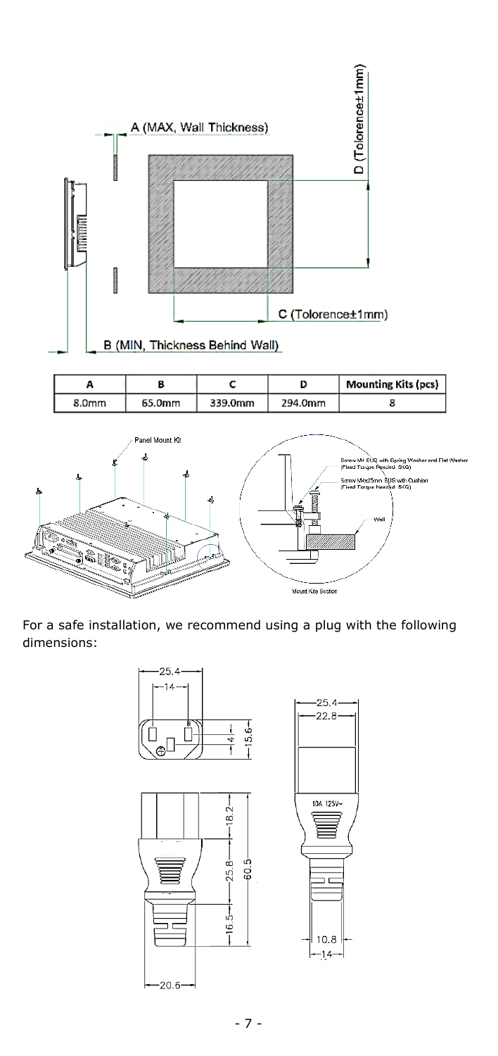| A | B | C | D | Mounting Kits (pcs) |
| --- | --- | --- | --- | --- |
| 8.0mm | 65.0mm | 339.0mm | 294.0mm | 8 |

For a safe installation, we recommend using a plug with the following dimensions: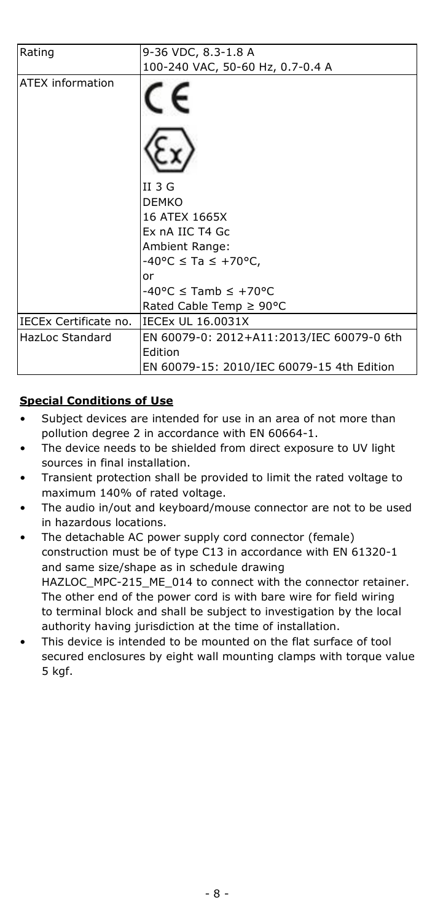| | |
|---|---|
| Rating | 9-36 VDC, 8.3-1.8 A<br>100-240 VAC, 50-60 Hz, 0.7-0.4 A |
| ATEX information | CE<br>Ex<br>II 3 G<br>DEMKO<br>16 ATEX 1665X<br>Ex nA IIC T4 Gc<br>Ambient Range:<br>-40°C ≤ Ta ≤ +70°C,<br>or<br>-40°C ≤ Tamb ≤ +70°C<br>Rated Cable Temp ≥ 90°C |
| IECEx Certificate no. | IECEx UL 16.0031X |
| HazLoc Standard | EN 60079-0: 2012+A11:2013/IEC 60079-0 6th Edition<br>EN 60079-15: 2010/IEC 60079-15 4th Edition |

**Special Conditions of Use**

- Subject devices are intended for use in an area of not more than pollution degree 2 in accordance with EN 60664-1.
- The device needs to be shielded from direct exposure to UV light sources in final installation.
- Transient protection shall be provided to limit the rated voltage to maximum 140% of rated voltage.
- The audio in/out and keyboard/mouse connector are not to be used in hazardous locations.
- The detachable AC power supply cord connector (female) construction must be of type C13 in accordance with EN 61320-1 and same size/shape as in schedule drawing HAZLOC_MPC-215_ME_014 to connect with the connector retainer. The other end of the power cord is with bare wire for field wiring to terminal block and shall be subject to investigation by the local authority having jurisdiction at the time of installation.
- This device is intended to be mounted on the flat surface of tool secured enclosures by eight wall mounting clamps with torque value 5 kgf.